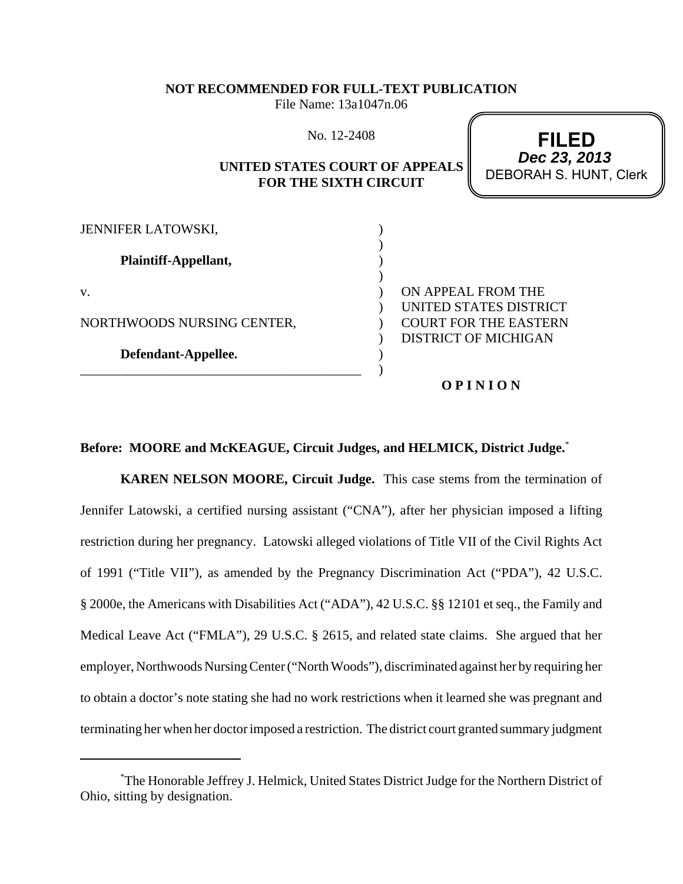**NOT RECOMMENDED FOR FULL-TEXT PUBLICATION**

File Name: 13a1047n.06

No. 12-2408

**UNITED STATES COURT OF APPEALS FOR THE SIXTH CIRCUIT**

**FILED**
***Dec 23, 2013***
DEBORAH S. HUNT, Clerk

JENNIFER LATOWSKI,

**Plaintiff-Appellant,**

v.

NORTHWOODS NURSING CENTER,

**Defendant-Appellee.**

ON APPEAL FROM THE UNITED STATES DISTRICT COURT FOR THE EASTERN DISTRICT OF MICHIGAN

**O P I N I O N**

**Before: MOORE and McKEAGUE, Circuit Judges, and HELMICK, District Judge.***

**KAREN NELSON MOORE, Circuit Judge.** This case stems from the termination of Jennifer Latowski, a certified nursing assistant ("CNA"), after her physician imposed a lifting restriction during her pregnancy. Latowski alleged violations of Title VII of the Civil Rights Act of 1991 ("Title VII"), as amended by the Pregnancy Discrimination Act ("PDA"), 42 U.S.C. § 2000e, the Americans with Disabilities Act ("ADA"), 42 U.S.C. §§ 12101 et seq., the Family and Medical Leave Act ("FMLA"), 29 U.S.C. § 2615, and related state claims. She argued that her employer, Northwoods Nursing Center ("North Woods"), discriminated against her by requiring her to obtain a doctor's note stating she had no work restrictions when it learned she was pregnant and terminating her when her doctor imposed a restriction. The district court granted summary judgment

---

*The Honorable Jeffrey J. Helmick, United States District Judge for the Northern District of Ohio, sitting by designation.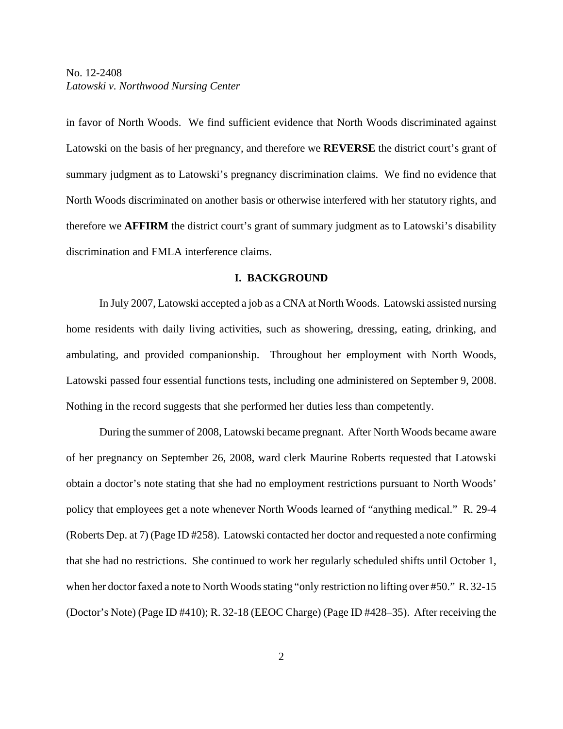in favor of North Woods. We find sufficient evidence that North Woods discriminated against Latowski on the basis of her pregnancy, and therefore we **REVERSE** the district court's grant of summary judgment as to Latowski's pregnancy discrimination claims. We find no evidence that North Woods discriminated on another basis or otherwise interfered with her statutory rights, and therefore we **AFFIRM** the district court's grant of summary judgment as to Latowski's disability discrimination and FMLA interference claims.

## I. BACKGROUND

In July 2007, Latowski accepted a job as a CNA at North Woods. Latowski assisted nursing home residents with daily living activities, such as showering, dressing, eating, drinking, and ambulating, and provided companionship. Throughout her employment with North Woods, Latowski passed four essential functions tests, including one administered on September 9, 2008. Nothing in the record suggests that she performed her duties less than competently.

During the summer of 2008, Latowski became pregnant. After North Woods became aware of her pregnancy on September 26, 2008, ward clerk Maurine Roberts requested that Latowski obtain a doctor's note stating that she had no employment restrictions pursuant to North Woods' policy that employees get a note whenever North Woods learned of "anything medical." R. 29-4 (Roberts Dep. at 7) (Page ID #258). Latowski contacted her doctor and requested a note confirming that she had no restrictions. She continued to work her regularly scheduled shifts until October 1, when her doctor faxed a note to North Woods stating "only restriction no lifting over #50." R. 32-15 (Doctor's Note) (Page ID #410); R. 32-18 (EEOC Charge) (Page ID #428–35). After receiving the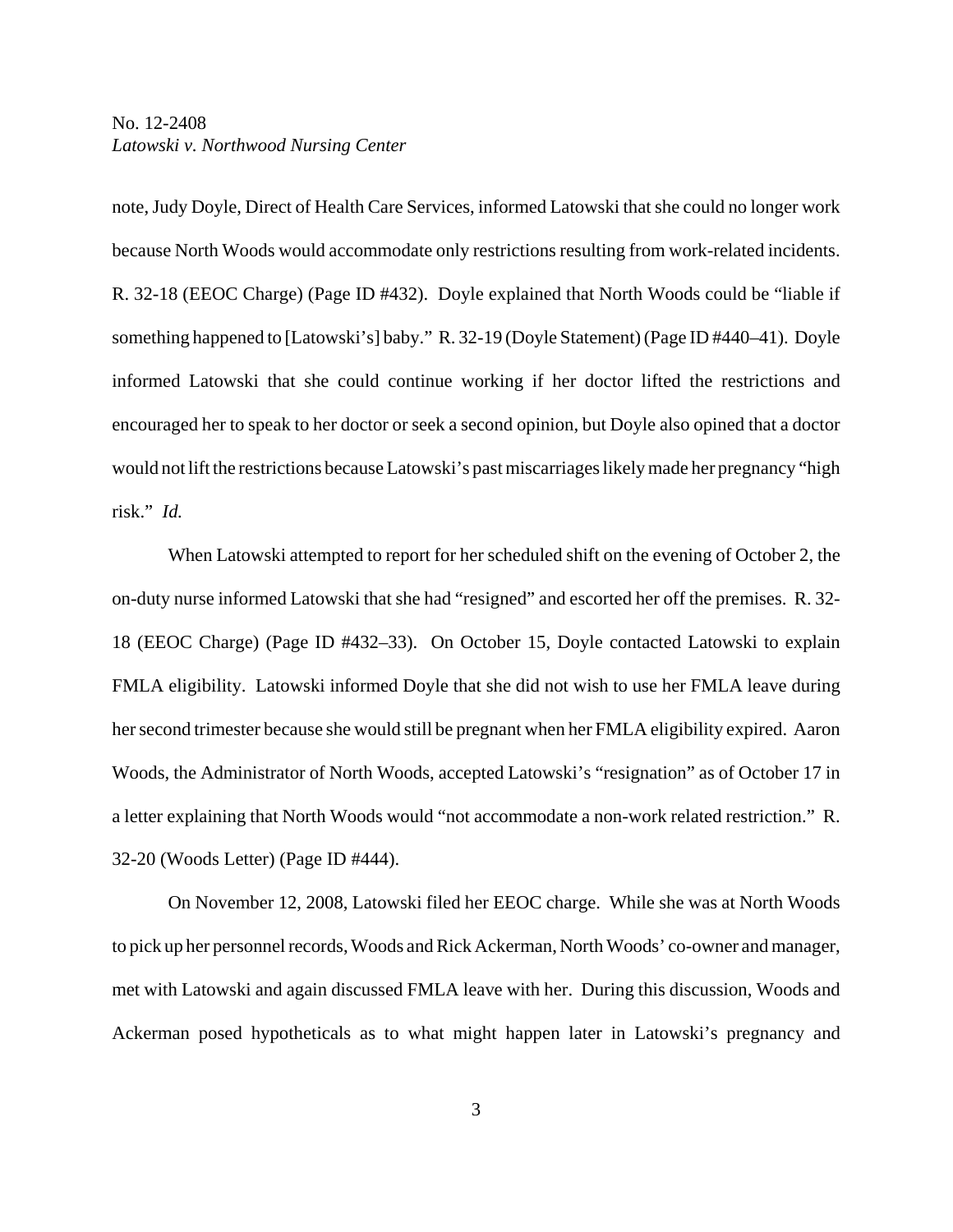note, Judy Doyle, Direct of Health Care Services, informed Latowski that she could no longer work because North Woods would accommodate only restrictions resulting from work-related incidents. R. 32-18 (EEOC Charge) (Page ID #432). Doyle explained that North Woods could be "liable if something happened to [Latowski's] baby." R. 32-19 (Doyle Statement) (Page ID #440–41). Doyle informed Latowski that she could continue working if her doctor lifted the restrictions and encouraged her to speak to her doctor or seek a second opinion, but Doyle also opined that a doctor would not lift the restrictions because Latowski's past miscarriages likely made her pregnancy "high risk." *Id.*

When Latowski attempted to report for her scheduled shift on the evening of October 2, the on-duty nurse informed Latowski that she had "resigned" and escorted her off the premises. R. 32-18 (EEOC Charge) (Page ID #432–33). On October 15, Doyle contacted Latowski to explain FMLA eligibility. Latowski informed Doyle that she did not wish to use her FMLA leave during her second trimester because she would still be pregnant when her FMLA eligibility expired. Aaron Woods, the Administrator of North Woods, accepted Latowski's "resignation" as of October 17 in a letter explaining that North Woods would "not accommodate a non-work related restriction." R. 32-20 (Woods Letter) (Page ID #444).

On November 12, 2008, Latowski filed her EEOC charge. While she was at North Woods to pick up her personnel records, Woods and Rick Ackerman, North Woods' co-owner and manager, met with Latowski and again discussed FMLA leave with her. During this discussion, Woods and Ackerman posed hypotheticals as to what might happen later in Latowski's pregnancy and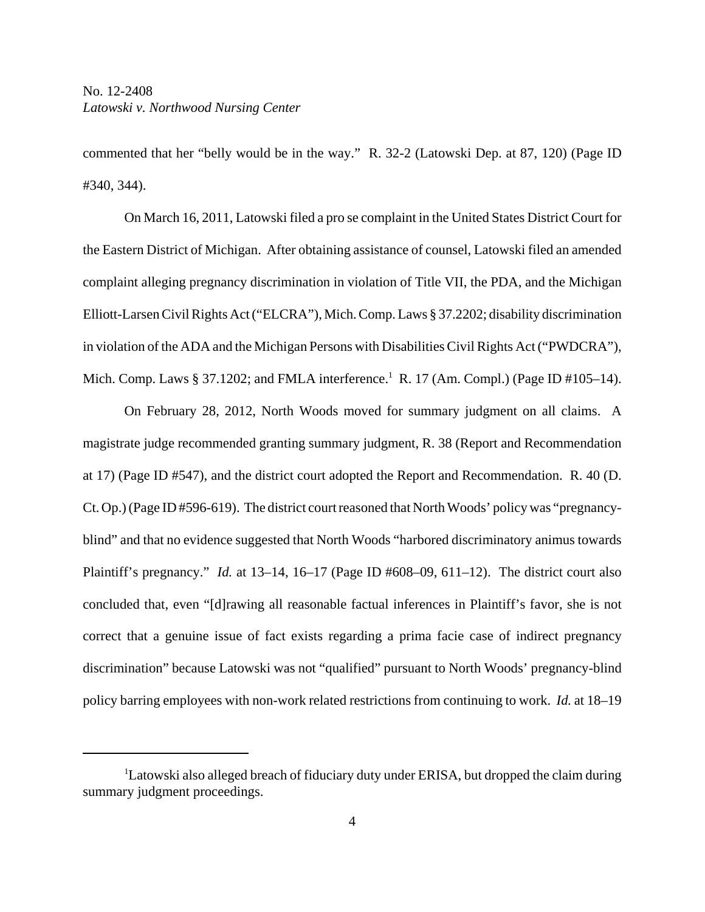commented that her "belly would be in the way." R. 32-2 (Latowski Dep. at 87, 120) (Page ID #340, 344).

On March 16, 2011, Latowski filed a pro se complaint in the United States District Court for the Eastern District of Michigan. After obtaining assistance of counsel, Latowski filed an amended complaint alleging pregnancy discrimination in violation of Title VII, the PDA, and the Michigan Elliott-Larsen Civil Rights Act ("ELCRA"), Mich. Comp. Laws § 37.2202; disability discrimination in violation of the ADA and the Michigan Persons with Disabilities Civil Rights Act ("PWDCRA"), Mich. Comp. Laws § 37.1202; and FMLA interference.[1] R. 17 (Am. Compl.) (Page ID #105–14).

On February 28, 2012, North Woods moved for summary judgment on all claims. A magistrate judge recommended granting summary judgment, R. 38 (Report and Recommendation at 17) (Page ID #547), and the district court adopted the Report and Recommendation. R. 40 (D. Ct. Op.) (Page ID #596-619). The district court reasoned that North Woods' policy was "pregnancy-blind" and that no evidence suggested that North Woods "harbored discriminatory animus towards Plaintiff's pregnancy." *Id.* at 13–14, 16–17 (Page ID #608–09, 611–12). The district court also concluded that, even "[d]rawing all reasonable factual inferences in Plaintiff's favor, she is not correct that a genuine issue of fact exists regarding a prima facie case of indirect pregnancy discrimination" because Latowski was not "qualified" pursuant to North Woods' pregnancy-blind policy barring employees with non-work related restrictions from continuing to work. *Id.* at 18–19

[1] Latowski also alleged breach of fiduciary duty under ERISA, but dropped the claim during summary judgment proceedings.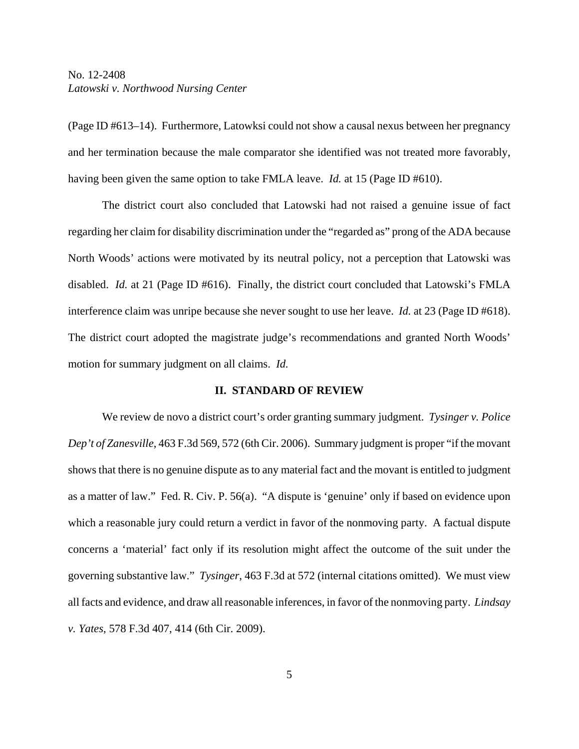(Page ID #613–14). Furthermore, Latowksi could not show a causal nexus between her pregnancy and her termination because the male comparator she identified was not treated more favorably, having been given the same option to take FMLA leave. *Id.* at 15 (Page ID #610).

The district court also concluded that Latowski had not raised a genuine issue of fact regarding her claim for disability discrimination under the "regarded as" prong of the ADA because North Woods' actions were motivated by its neutral policy, not a perception that Latowski was disabled. *Id.* at 21 (Page ID #616). Finally, the district court concluded that Latowski's FMLA interference claim was unripe because she never sought to use her leave. *Id.* at 23 (Page ID #618). The district court adopted the magistrate judge's recommendations and granted North Woods' motion for summary judgment on all claims. *Id.*

## II. STANDARD OF REVIEW

We review de novo a district court's order granting summary judgment. *Tysinger v. Police Dep't of Zanesville*, 463 F.3d 569, 572 (6th Cir. 2006). Summary judgment is proper "if the movant shows that there is no genuine dispute as to any material fact and the movant is entitled to judgment as a matter of law." Fed. R. Civ. P. 56(a). "A dispute is 'genuine' only if based on evidence upon which a reasonable jury could return a verdict in favor of the nonmoving party. A factual dispute concerns a 'material' fact only if its resolution might affect the outcome of the suit under the governing substantive law." *Tysinger*, 463 F.3d at 572 (internal citations omitted). We must view all facts and evidence, and draw all reasonable inferences, in favor of the nonmoving party. *Lindsay v. Yates*, 578 F.3d 407, 414 (6th Cir. 2009).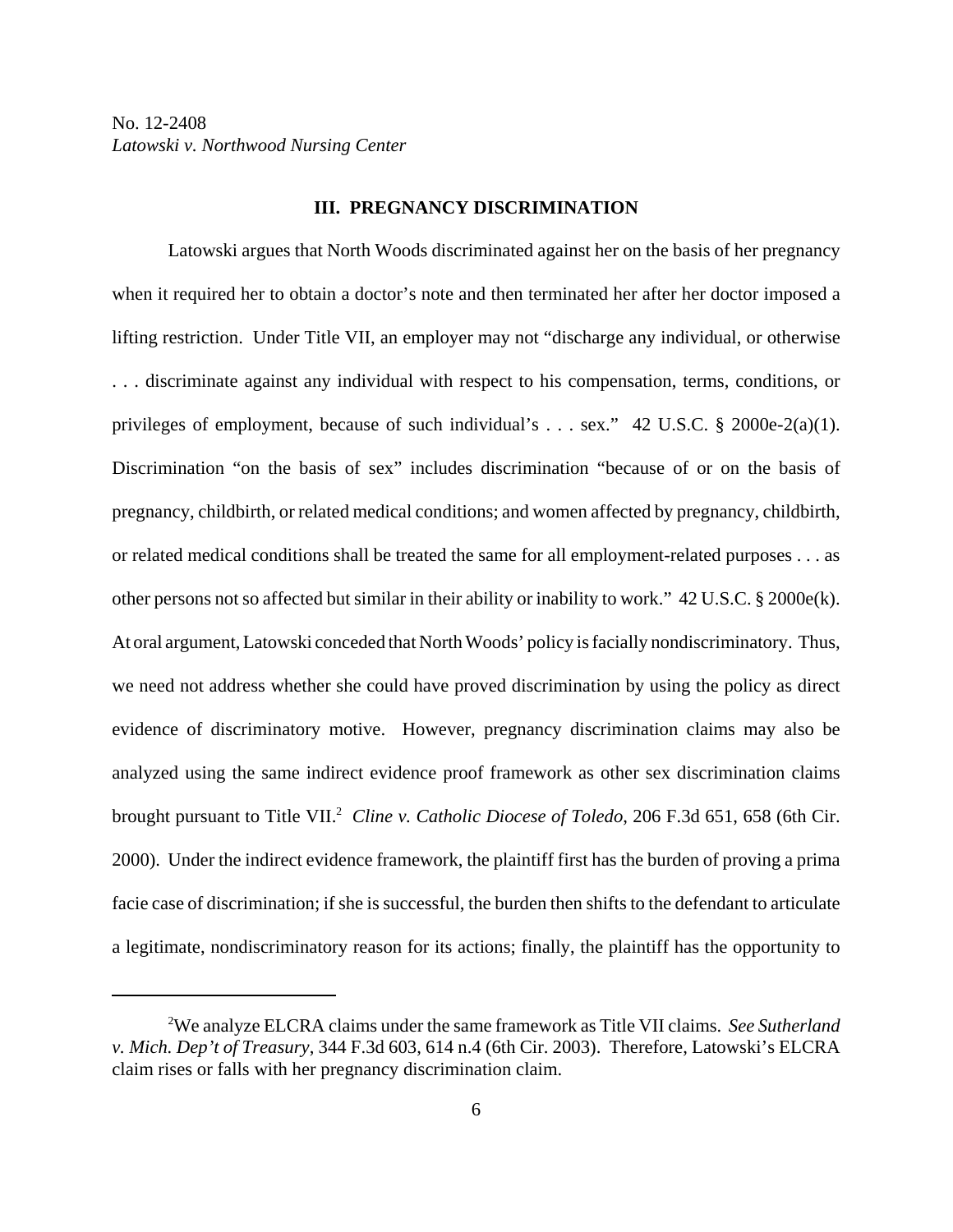### III. PREGNANCY DISCRIMINATION

Latowski argues that North Woods discriminated against her on the basis of her pregnancy when it required her to obtain a doctor's note and then terminated her after her doctor imposed a lifting restriction. Under Title VII, an employer may not "discharge any individual, or otherwise . . . discriminate against any individual with respect to his compensation, terms, conditions, or privileges of employment, because of such individual's . . . sex." 42 U.S.C. § 2000e-2(a)(1). Discrimination "on the basis of sex" includes discrimination "because of or on the basis of pregnancy, childbirth, or related medical conditions; and women affected by pregnancy, childbirth, or related medical conditions shall be treated the same for all employment-related purposes . . . as other persons not so affected but similar in their ability or inability to work." 42 U.S.C. § 2000e(k). At oral argument, Latowski conceded that North Woods' policy is facially nondiscriminatory. Thus, we need not address whether she could have proved discrimination by using the policy as direct evidence of discriminatory motive. However, pregnancy discrimination claims may also be analyzed using the same indirect evidence proof framework as other sex discrimination claims brought pursuant to Title VII.[2] *Cline v. Catholic Diocese of Toledo*, 206 F.3d 651, 658 (6th Cir. 2000). Under the indirect evidence framework, the plaintiff first has the burden of proving a prima facie case of discrimination; if she is successful, the burden then shifts to the defendant to articulate a legitimate, nondiscriminatory reason for its actions; finally, the plaintiff has the opportunity to

[2] We analyze ELCRA claims under the same framework as Title VII claims. *See Sutherland v. Mich. Dep't of Treasury*, 344 F.3d 603, 614 n.4 (6th Cir. 2003). Therefore, Latowski's ELCRA claim rises or falls with her pregnancy discrimination claim.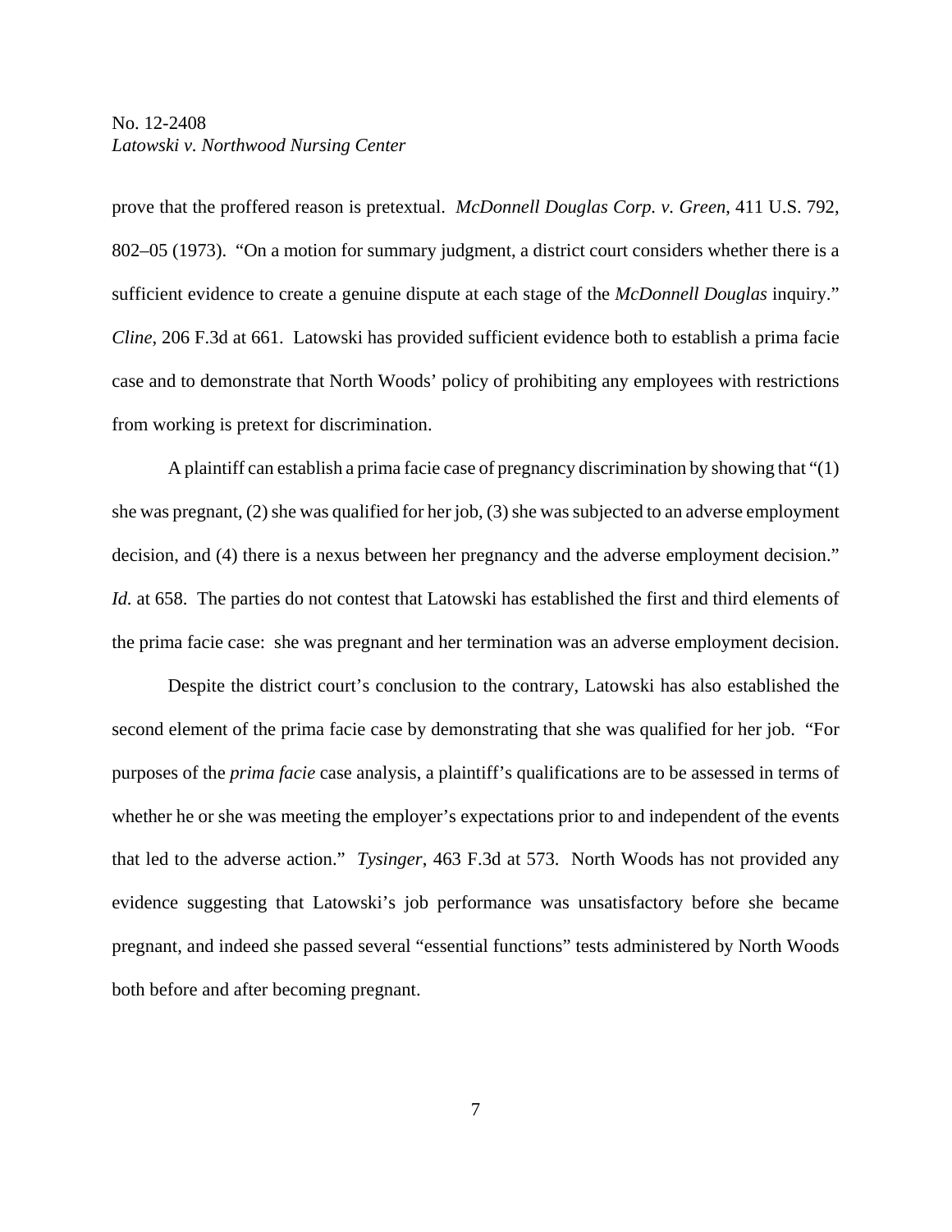prove that the proffered reason is pretextual. *McDonnell Douglas Corp. v. Green*, 411 U.S. 792, 802–05 (1973). "On a motion for summary judgment, a district court considers whether there is a sufficient evidence to create a genuine dispute at each stage of the *McDonnell Douglas* inquiry." *Cline*, 206 F.3d at 661. Latowski has provided sufficient evidence both to establish a prima facie case and to demonstrate that North Woods' policy of prohibiting any employees with restrictions from working is pretext for discrimination.

A plaintiff can establish a prima facie case of pregnancy discrimination by showing that "(1) she was pregnant, (2) she was qualified for her job, (3) she was subjected to an adverse employment decision, and (4) there is a nexus between her pregnancy and the adverse employment decision." *Id.* at 658. The parties do not contest that Latowski has established the first and third elements of the prima facie case: she was pregnant and her termination was an adverse employment decision.

Despite the district court's conclusion to the contrary, Latowski has also established the second element of the prima facie case by demonstrating that she was qualified for her job. "For purposes of the *prima facie* case analysis, a plaintiff's qualifications are to be assessed in terms of whether he or she was meeting the employer's expectations prior to and independent of the events that led to the adverse action." *Tysinger*, 463 F.3d at 573. North Woods has not provided any evidence suggesting that Latowski's job performance was unsatisfactory before she became pregnant, and indeed she passed several "essential functions" tests administered by North Woods both before and after becoming pregnant.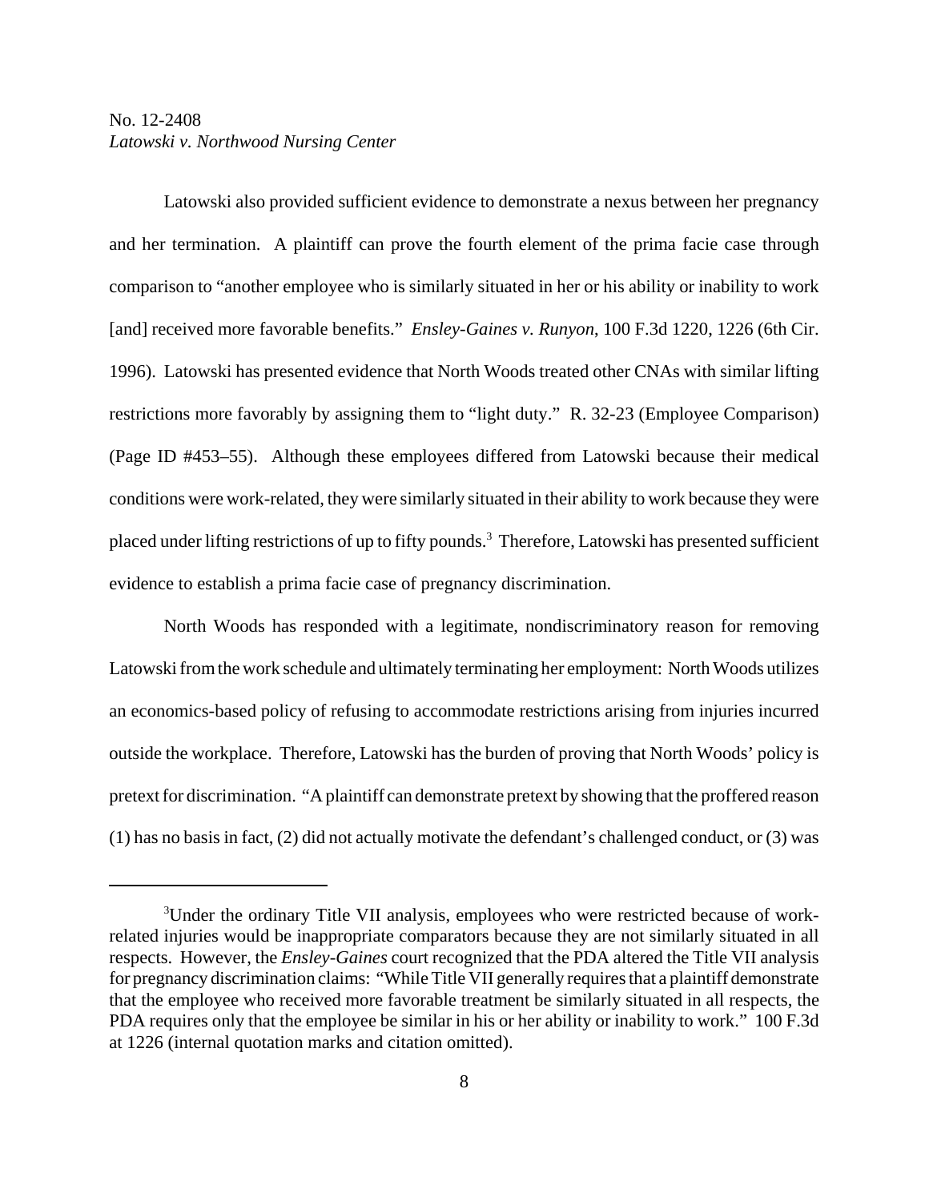Latowski also provided sufficient evidence to demonstrate a nexus between her pregnancy and her termination. A plaintiff can prove the fourth element of the prima facie case through comparison to "another employee who is similarly situated in her or his ability or inability to work [and] received more favorable benefits." *Ensley-Gaines v. Runyon*, 100 F.3d 1220, 1226 (6th Cir. 1996). Latowski has presented evidence that North Woods treated other CNAs with similar lifting restrictions more favorably by assigning them to "light duty." R. 32-23 (Employee Comparison) (Page ID #453–55). Although these employees differed from Latowski because their medical conditions were work-related, they were similarly situated in their ability to work because they were placed under lifting restrictions of up to fifty pounds.[3] Therefore, Latowski has presented sufficient evidence to establish a prima facie case of pregnancy discrimination.

North Woods has responded with a legitimate, nondiscriminatory reason for removing Latowski from the work schedule and ultimately terminating her employment: North Woods utilizes an economics-based policy of refusing to accommodate restrictions arising from injuries incurred outside the workplace. Therefore, Latowski has the burden of proving that North Woods' policy is pretext for discrimination. "A plaintiff can demonstrate pretext by showing that the proffered reason (1) has no basis in fact, (2) did not actually motivate the defendant's challenged conduct, or (3) was

---

[3]Under the ordinary Title VII analysis, employees who were restricted because of work-related injuries would be inappropriate comparators because they are not similarly situated in all respects. However, the *Ensley-Gaines* court recognized that the PDA altered the Title VII analysis for pregnancy discrimination claims: "While Title VII generally requires that a plaintiff demonstrate that the employee who received more favorable treatment be similarly situated in all respects, the PDA requires only that the employee be similar in his or her ability or inability to work." 100 F.3d at 1226 (internal quotation marks and citation omitted).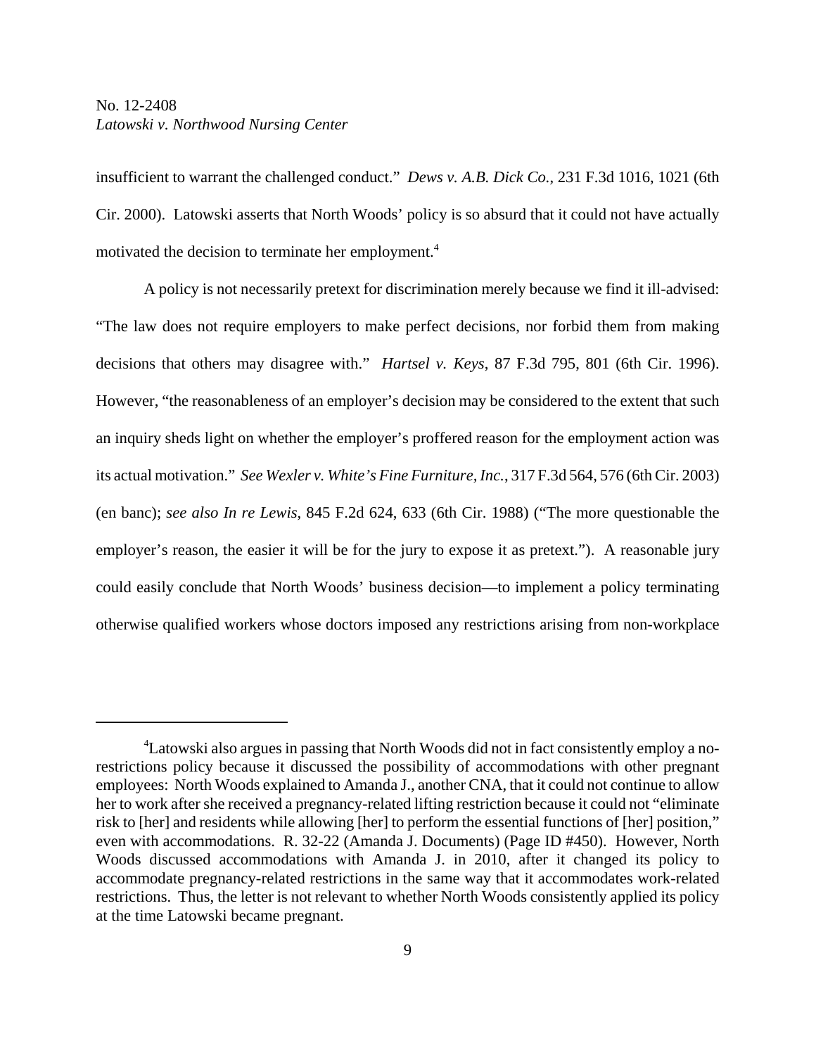insufficient to warrant the challenged conduct." *Dews v. A.B. Dick Co.*, 231 F.3d 1016, 1021 (6th Cir. 2000). Latowski asserts that North Woods' policy is so absurd that it could not have actually motivated the decision to terminate her employment.[4]

A policy is not necessarily pretext for discrimination merely because we find it ill-advised: "The law does not require employers to make perfect decisions, nor forbid them from making decisions that others may disagree with." *Hartsel v. Keys*, 87 F.3d 795, 801 (6th Cir. 1996). However, "the reasonableness of an employer's decision may be considered to the extent that such an inquiry sheds light on whether the employer's proffered reason for the employment action was its actual motivation." *See Wexler v. White's Fine Furniture, Inc.*, 317 F.3d 564, 576 (6th Cir. 2003) (en banc); *see also In re Lewis*, 845 F.2d 624, 633 (6th Cir. 1988) ("The more questionable the employer's reason, the easier it will be for the jury to expose it as pretext."). A reasonable jury could easily conclude that North Woods' business decision—to implement a policy terminating otherwise qualified workers whose doctors imposed any restrictions arising from non-workplace

---

[4]Latowski also argues in passing that North Woods did not in fact consistently employ a no-restrictions policy because it discussed the possibility of accommodations with other pregnant employees: North Woods explained to Amanda J., another CNA, that it could not continue to allow her to work after she received a pregnancy-related lifting restriction because it could not "eliminate risk to [her] and residents while allowing [her] to perform the essential functions of [her] position," even with accommodations. R. 32-22 (Amanda J. Documents) (Page ID #450). However, North Woods discussed accommodations with Amanda J. in 2010, after it changed its policy to accommodate pregnancy-related restrictions in the same way that it accommodates work-related restrictions. Thus, the letter is not relevant to whether North Woods consistently applied its policy at the time Latowski became pregnant.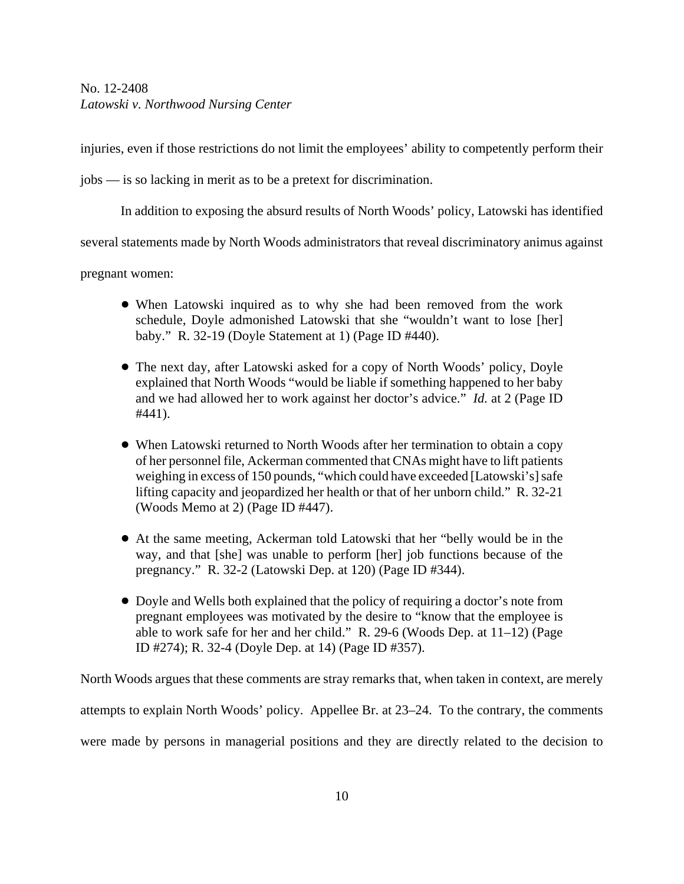injuries, even if those restrictions do not limit the employees' ability to competently perform their jobs — is so lacking in merit as to be a pretext for discrimination.

In addition to exposing the absurd results of North Woods' policy, Latowski has identified several statements made by North Woods administrators that reveal discriminatory animus against pregnant women:

- When Latowski inquired as to why she had been removed from the work schedule, Doyle admonished Latowski that she "wouldn't want to lose [her] baby." R. 32-19 (Doyle Statement at 1) (Page ID #440).

- The next day, after Latowski asked for a copy of North Woods' policy, Doyle explained that North Woods "would be liable if something happened to her baby and we had allowed her to work against her doctor's advice." *Id.* at 2 (Page ID #441).

- When Latowski returned to North Woods after her termination to obtain a copy of her personnel file, Ackerman commented that CNAs might have to lift patients weighing in excess of 150 pounds, "which could have exceeded [Latowski's] safe lifting capacity and jeopardized her health or that of her unborn child." R. 32-21 (Woods Memo at 2) (Page ID #447).

- At the same meeting, Ackerman told Latowski that her "belly would be in the way, and that [she] was unable to perform [her] job functions because of the pregnancy." R. 32-2 (Latowski Dep. at 120) (Page ID #344).

- Doyle and Wells both explained that the policy of requiring a doctor's note from pregnant employees was motivated by the desire to "know that the employee is able to work safe for her and her child." R. 29-6 (Woods Dep. at 11–12) (Page ID #274); R. 32-4 (Doyle Dep. at 14) (Page ID #357).

North Woods argues that these comments are stray remarks that, when taken in context, are merely attempts to explain North Woods' policy. Appellee Br. at 23–24. To the contrary, the comments were made by persons in managerial positions and they are directly related to the decision to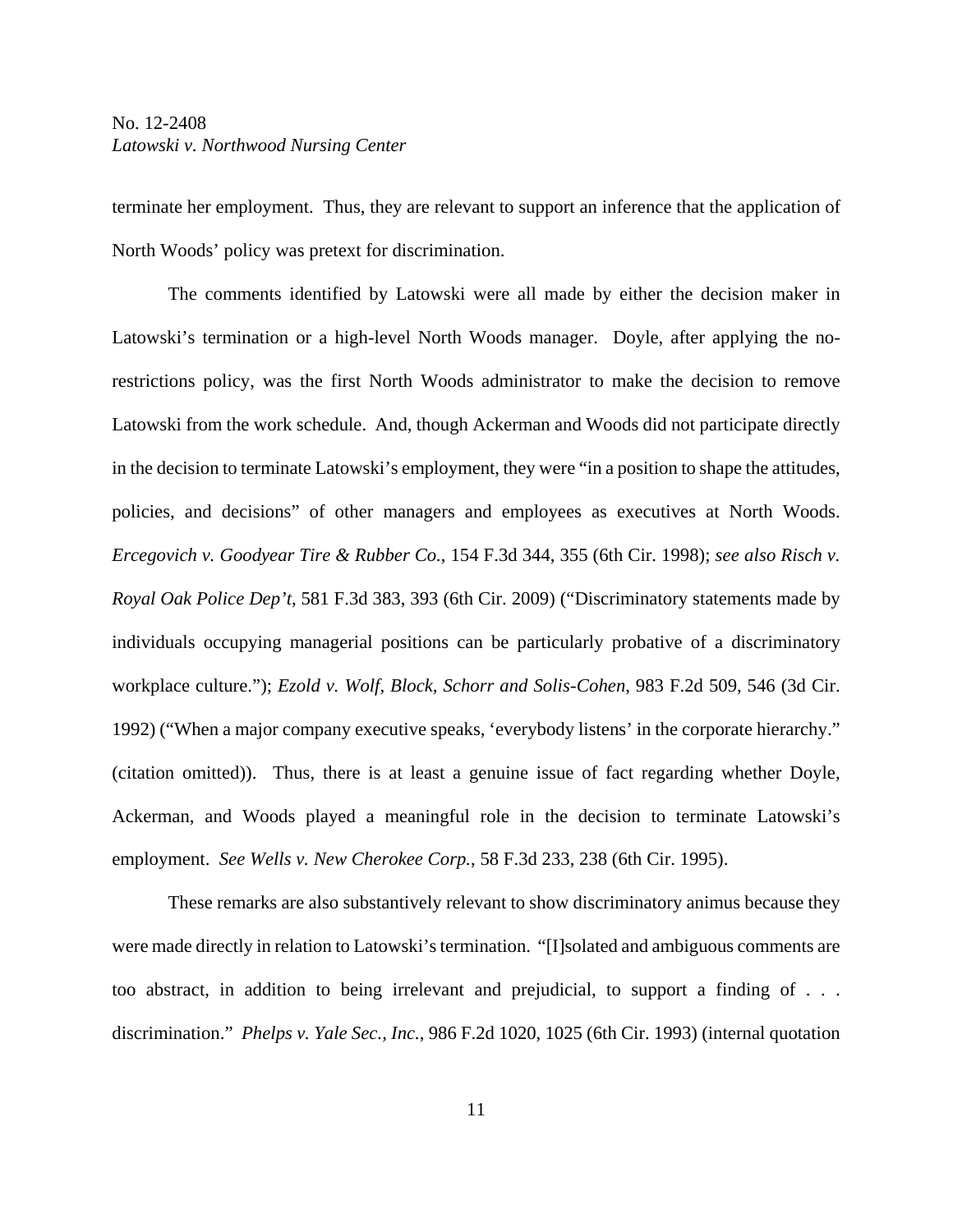terminate her employment. Thus, they are relevant to support an inference that the application of North Woods' policy was pretext for discrimination.

The comments identified by Latowski were all made by either the decision maker in Latowski's termination or a high-level North Woods manager. Doyle, after applying the no-restrictions policy, was the first North Woods administrator to make the decision to remove Latowski from the work schedule. And, though Ackerman and Woods did not participate directly in the decision to terminate Latowski's employment, they were "in a position to shape the attitudes, policies, and decisions" of other managers and employees as executives at North Woods. *Ercegovich v. Goodyear Tire & Rubber Co.*, 154 F.3d 344, 355 (6th Cir. 1998); *see also Risch v. Royal Oak Police Dep't*, 581 F.3d 383, 393 (6th Cir. 2009) ("Discriminatory statements made by individuals occupying managerial positions can be particularly probative of a discriminatory workplace culture."); *Ezold v. Wolf, Block, Schorr and Solis-Cohen*, 983 F.2d 509, 546 (3d Cir. 1992) ("When a major company executive speaks, 'everybody listens' in the corporate hierarchy." (citation omitted)). Thus, there is at least a genuine issue of fact regarding whether Doyle, Ackerman, and Woods played a meaningful role in the decision to terminate Latowski's employment. *See Wells v. New Cherokee Corp.*, 58 F.3d 233, 238 (6th Cir. 1995).

These remarks are also substantively relevant to show discriminatory animus because they were made directly in relation to Latowski's termination. "[I]solated and ambiguous comments are too abstract, in addition to being irrelevant and prejudicial, to support a finding of . . . discrimination." *Phelps v. Yale Sec., Inc.*, 986 F.2d 1020, 1025 (6th Cir. 1993) (internal quotation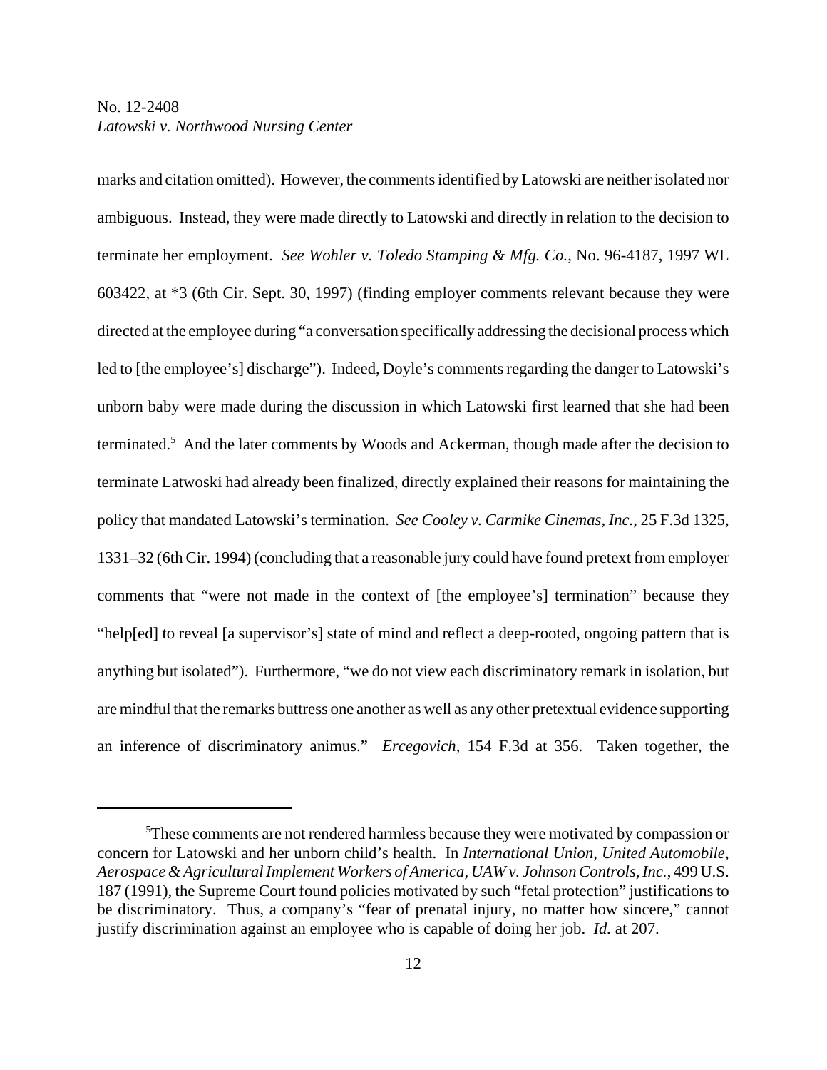marks and citation omitted). However, the comments identified by Latowski are neither isolated nor ambiguous. Instead, they were made directly to Latowski and directly in relation to the decision to terminate her employment. *See Wohler v. Toledo Stamping & Mfg. Co.*, No. 96-4187, 1997 WL 603422, at *3 (6th Cir. Sept. 30, 1997) (finding employer comments relevant because they were directed at the employee during "a conversation specifically addressing the decisional process which led to [the employee's] discharge"). Indeed, Doyle's comments regarding the danger to Latowski's unborn baby were made during the discussion in which Latowski first learned that she had been terminated.[5] And the later comments by Woods and Ackerman, though made after the decision to terminate Latwoski had already been finalized, directly explained their reasons for maintaining the policy that mandated Latowski's termination. *See Cooley v. Carmike Cinemas, Inc.*, 25 F.3d 1325, 1331–32 (6th Cir. 1994) (concluding that a reasonable jury could have found pretext from employer comments that "were not made in the context of [the employee's] termination" because they "help[ed] to reveal [a supervisor's] state of mind and reflect a deep-rooted, ongoing pattern that is anything but isolated"). Furthermore, "we do not view each discriminatory remark in isolation, but are mindful that the remarks buttress one another as well as any other pretextual evidence supporting an inference of discriminatory animus." *Ercegovich*, 154 F.3d at 356. Taken together, the

[5] These comments are not rendered harmless because they were motivated by compassion or concern for Latowski and her unborn child's health. In *International Union, United Automobile, Aerospace & Agricultural Implement Workers of America, UAW v. Johnson Controls, Inc.*, 499 U.S. 187 (1991), the Supreme Court found policies motivated by such "fetal protection" justifications to be discriminatory. Thus, a company's "fear of prenatal injury, no matter how sincere," cannot justify discrimination against an employee who is capable of doing her job. *Id.* at 207.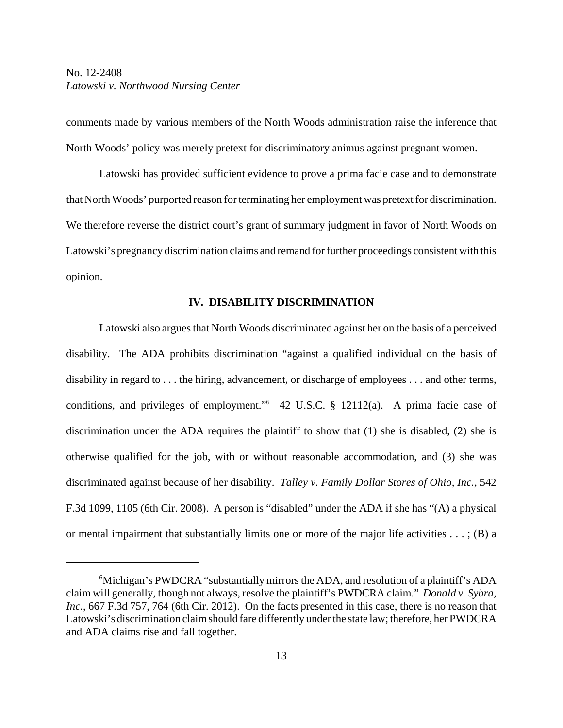comments made by various members of the North Woods administration raise the inference that North Woods' policy was merely pretext for discriminatory animus against pregnant women.

Latowski has provided sufficient evidence to prove a prima facie case and to demonstrate that North Woods' purported reason for terminating her employment was pretext for discrimination. We therefore reverse the district court's grant of summary judgment in favor of North Woods on Latowski's pregnancy discrimination claims and remand for further proceedings consistent with this opinion.

## IV. DISABILITY DISCRIMINATION

Latowski also argues that North Woods discriminated against her on the basis of a perceived disability. The ADA prohibits discrimination "against a qualified individual on the basis of disability in regard to . . . the hiring, advancement, or discharge of employees . . . and other terms, conditions, and privileges of employment."[6] 42 U.S.C. § 12112(a). A prima facie case of discrimination under the ADA requires the plaintiff to show that (1) she is disabled, (2) she is otherwise qualified for the job, with or without reasonable accommodation, and (3) she was discriminated against because of her disability. *Talley v. Family Dollar Stores of Ohio, Inc.*, 542 F.3d 1099, 1105 (6th Cir. 2008). A person is "disabled" under the ADA if she has "(A) a physical or mental impairment that substantially limits one or more of the major life activities . . . ; (B) a

---

[6] Michigan's PWDCRA "substantially mirrors the ADA, and resolution of a plaintiff's ADA claim will generally, though not always, resolve the plaintiff's PWDCRA claim." *Donald v. Sybra, Inc.*, 667 F.3d 757, 764 (6th Cir. 2012). On the facts presented in this case, there is no reason that Latowski's discrimination claim should fare differently under the state law; therefore, her PWDCRA and ADA claims rise and fall together.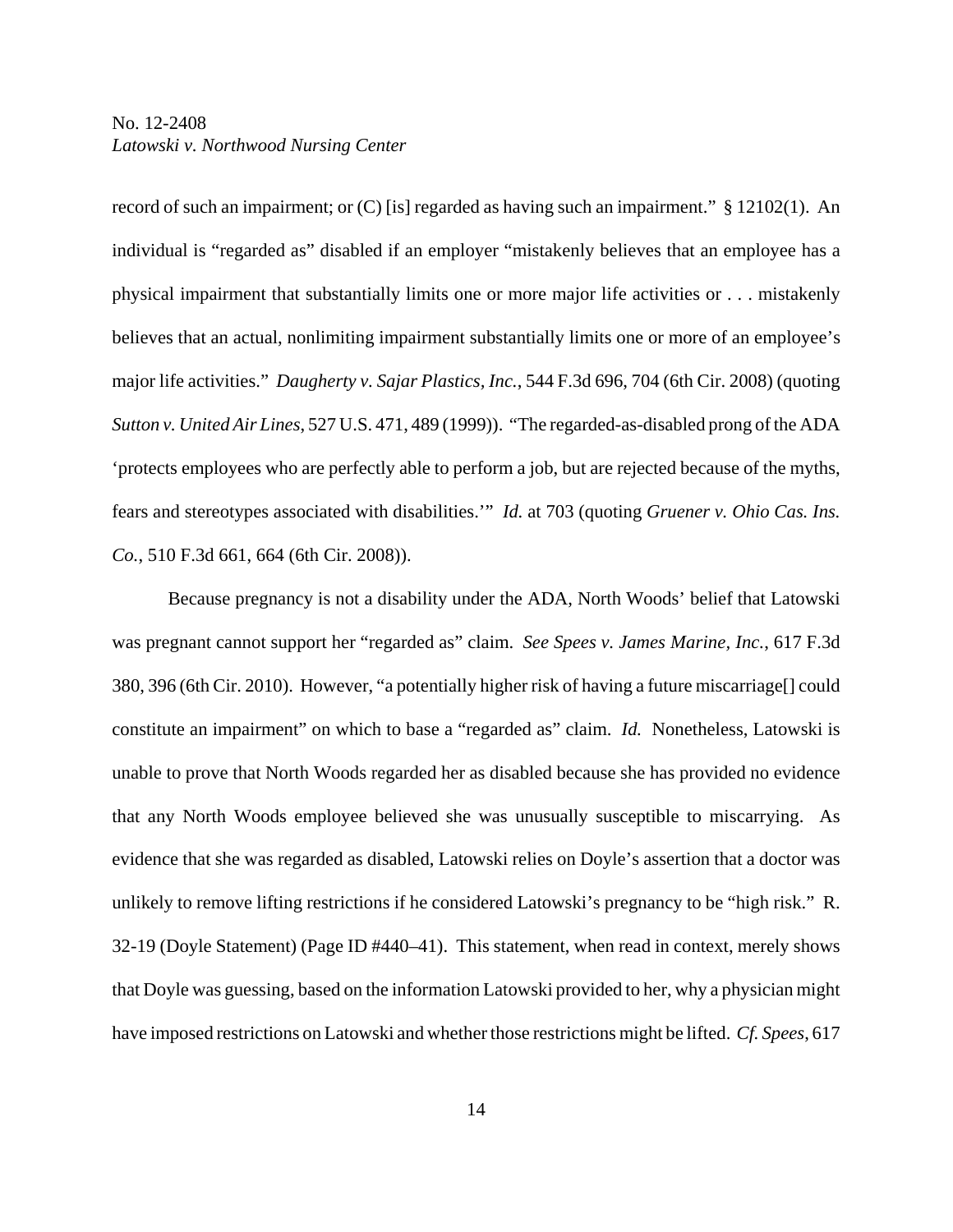record of such an impairment; or (C) [is] regarded as having such an impairment." § 12102(1). An individual is "regarded as" disabled if an employer "mistakenly believes that an employee has a physical impairment that substantially limits one or more major life activities or . . . mistakenly believes that an actual, nonlimiting impairment substantially limits one or more of an employee's major life activities." *Daugherty v. Sajar Plastics, Inc.*, 544 F.3d 696, 704 (6th Cir. 2008) (quoting *Sutton v. United Air Lines*, 527 U.S. 471, 489 (1999)). "The regarded-as-disabled prong of the ADA 'protects employees who are perfectly able to perform a job, but are rejected because of the myths, fears and stereotypes associated with disabilities.'" *Id.* at 703 (quoting *Gruener v. Ohio Cas. Ins. Co.*, 510 F.3d 661, 664 (6th Cir. 2008)).

Because pregnancy is not a disability under the ADA, North Woods' belief that Latowski was pregnant cannot support her "regarded as" claim. *See Spees v. James Marine, Inc.*, 617 F.3d 380, 396 (6th Cir. 2010). However, "a potentially higher risk of having a future miscarriage[] could constitute an impairment" on which to base a "regarded as" claim. *Id.* Nonetheless, Latowski is unable to prove that North Woods regarded her as disabled because she has provided no evidence that any North Woods employee believed she was unusually susceptible to miscarrying. As evidence that she was regarded as disabled, Latowski relies on Doyle's assertion that a doctor was unlikely to remove lifting restrictions if he considered Latowski's pregnancy to be "high risk." R. 32-19 (Doyle Statement) (Page ID #440–41). This statement, when read in context, merely shows that Doyle was guessing, based on the information Latowski provided to her, why a physician might have imposed restrictions on Latowski and whether those restrictions might be lifted. *Cf. Spees*, 617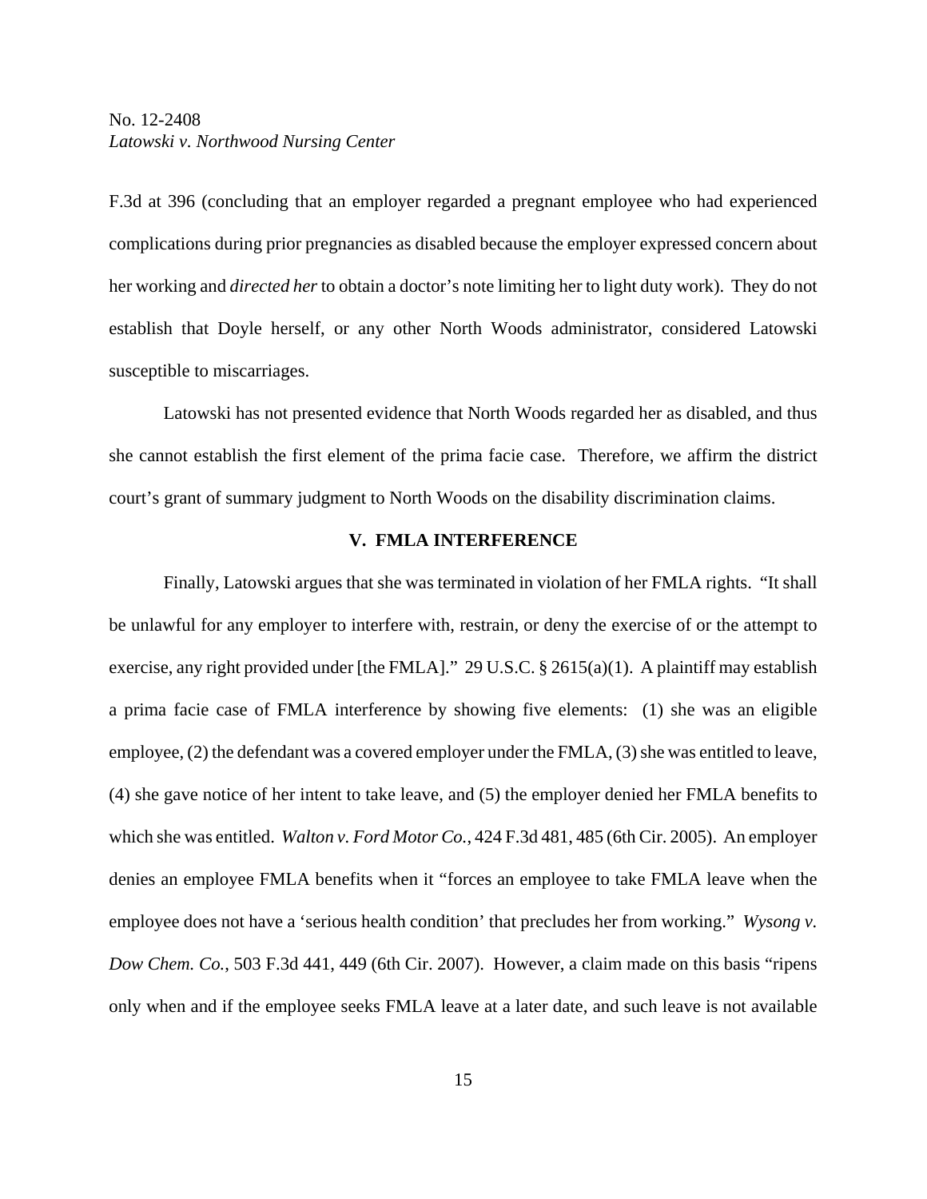F.3d at 396 (concluding that an employer regarded a pregnant employee who had experienced complications during prior pregnancies as disabled because the employer expressed concern about her working and *directed her* to obtain a doctor's note limiting her to light duty work). They do not establish that Doyle herself, or any other North Woods administrator, considered Latowski susceptible to miscarriages.

Latowski has not presented evidence that North Woods regarded her as disabled, and thus she cannot establish the first element of the prima facie case. Therefore, we affirm the district court's grant of summary judgment to North Woods on the disability discrimination claims.

## V. FMLA INTERFERENCE

Finally, Latowski argues that she was terminated in violation of her FMLA rights. "It shall be unlawful for any employer to interfere with, restrain, or deny the exercise of or the attempt to exercise, any right provided under [the FMLA]." 29 U.S.C. § 2615(a)(1). A plaintiff may establish a prima facie case of FMLA interference by showing five elements: (1) she was an eligible employee, (2) the defendant was a covered employer under the FMLA, (3) she was entitled to leave, (4) she gave notice of her intent to take leave, and (5) the employer denied her FMLA benefits to which she was entitled. *Walton v. Ford Motor Co.*, 424 F.3d 481, 485 (6th Cir. 2005). An employer denies an employee FMLA benefits when it "forces an employee to take FMLA leave when the employee does not have a 'serious health condition' that precludes her from working." *Wysong v. Dow Chem. Co.*, 503 F.3d 441, 449 (6th Cir. 2007). However, a claim made on this basis "ripens only when and if the employee seeks FMLA leave at a later date, and such leave is not available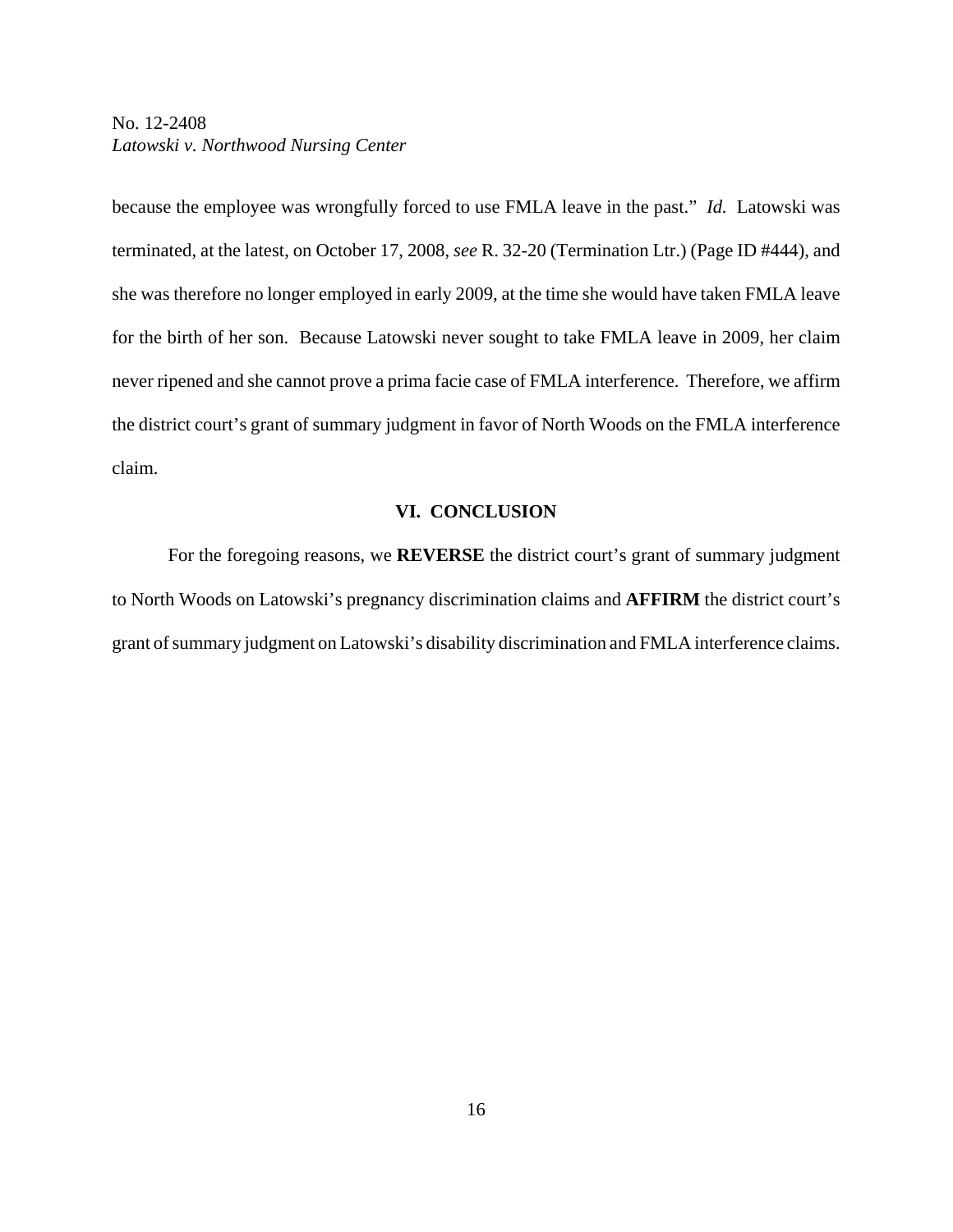because the employee was wrongfully forced to use FMLA leave in the past." *Id.* Latowski was terminated, at the latest, on October 17, 2008, *see* R. 32-20 (Termination Ltr.) (Page ID #444), and she was therefore no longer employed in early 2009, at the time she would have taken FMLA leave for the birth of her son. Because Latowski never sought to take FMLA leave in 2009, her claim never ripened and she cannot prove a prima facie case of FMLA interference. Therefore, we affirm the district court's grant of summary judgment in favor of North Woods on the FMLA interference claim.

## VI. CONCLUSION

For the foregoing reasons, we **REVERSE** the district court's grant of summary judgment to North Woods on Latowski's pregnancy discrimination claims and **AFFIRM** the district court's grant of summary judgment on Latowski's disability discrimination and FMLA interference claims.